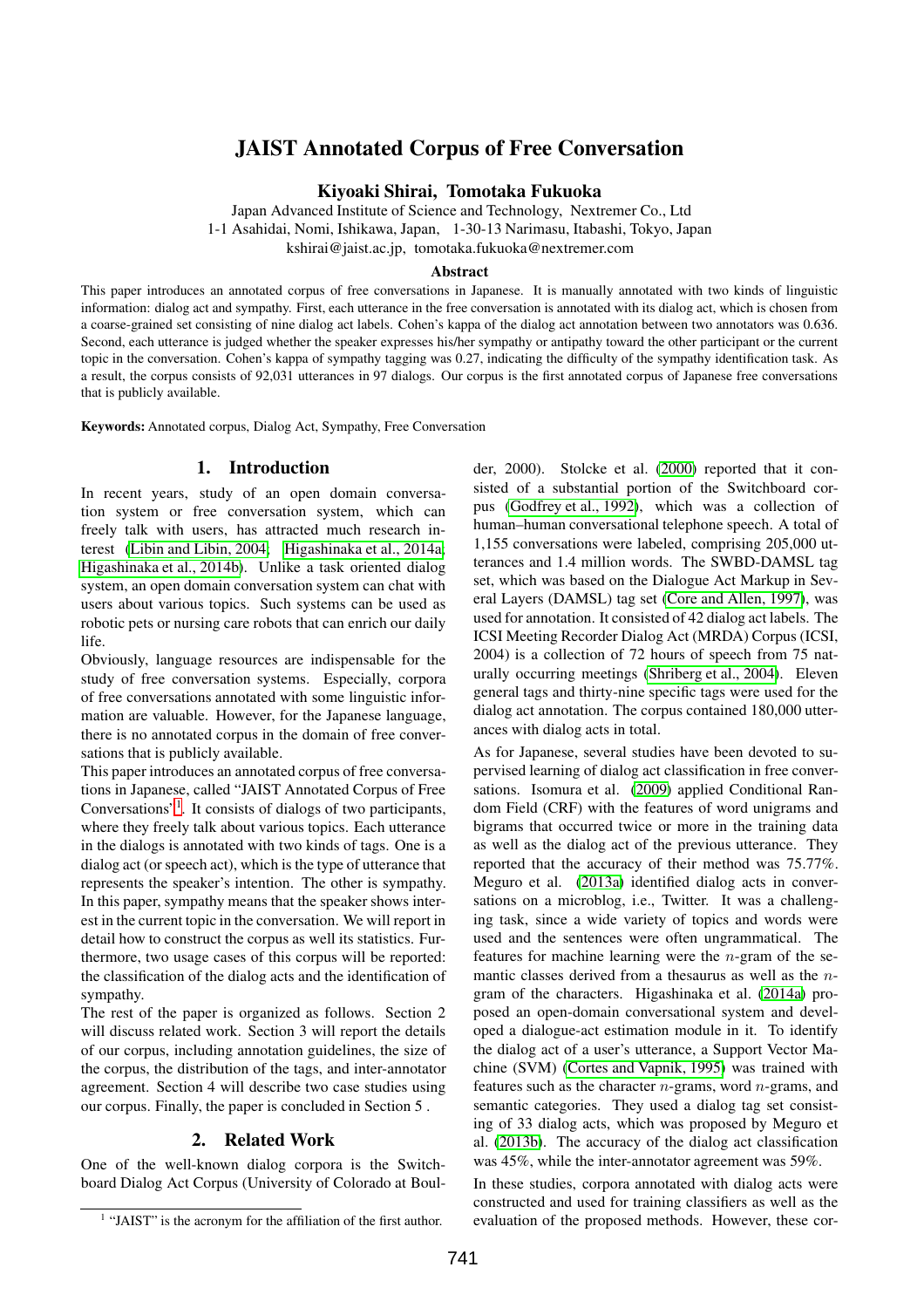# JAIST Annotated Corpus of Free Conversation

**Kiyoaki Shirai, Tomotaka Fukuoka**

Japan Advanced Institute of Science and Technology, Nextremer Co., Ltd
1-1 Asahidai, Nomi, Ishikawa, Japan, 1-30-13 Narimasu, Itabashi, Tokyo, Japan
kshirai@jaist.ac.jp, tomotaka.fukuoka@nextremer.com

### Abstract

This paper introduces an annotated corpus of free conversations in Japanese. It is manually annotated with two kinds of linguistic information: dialog act and sympathy. First, each utterance in the free conversation is annotated with its dialog act, which is chosen from a coarse-grained set consisting of nine dialog act labels. Cohen's kappa of the dialog act annotation between two annotators was 0.636. Second, each utterance is judged whether the speaker expresses his/her sympathy or antipathy toward the other participant or the current topic in the conversation. Cohen's kappa of sympathy tagging was 0.27, indicating the difficulty of the sympathy identification task. As a result, the corpus consists of 92,031 utterances in 97 dialogs. Our corpus is the first annotated corpus of Japanese free conversations that is publicly available.

**Keywords:** Annotated corpus, Dialog Act, Sympathy, Free Conversation

## 1. Introduction

In recent years, study of an open domain conversation system or free conversation system, which can freely talk with users, has attracted much research interest (Libin and Libin, 2004; Higashinaka et al., 2014a; Higashinaka et al., 2014b). Unlike a task oriented dialog system, an open domain conversation system can chat with users about various topics. Such systems can be used as robotic pets or nursing care robots that can enrich our daily life.

Obviously, language resources are indispensable for the study of free conversation systems. Especially, corpora of free conversations annotated with some linguistic information are valuable. However, for the Japanese language, there is no annotated corpus in the domain of free conversations that is publicly available.

This paper introduces an annotated corpus of free conversations in Japanese, called "JAIST Annotated Corpus of Free Conversations"[1]. It consists of dialogs of two participants, where they freely talk about various topics. Each utterance in the dialogs is annotated with two kinds of tags. One is a dialog act (or speech act), which is the type of utterance that represents the speaker's intention. The other is sympathy. In this paper, sympathy means that the speaker shows interest in the current topic in the conversation. We will report in detail how to construct the corpus as well its statistics. Furthermore, two usage cases of this corpus will be reported: the classification of the dialog acts and the identification of sympathy.

The rest of the paper is organized as follows. Section 2 will discuss related work. Section 3 will report the details of our corpus, including annotation guidelines, the size of the corpus, the distribution of the tags, and inter-annotator agreement. Section 4 will describe two case studies using our corpus. Finally, the paper is concluded in Section 5 .

## 2. Related Work

One of the well-known dialog corpora is the Switchboard Dialog Act Corpus (University of Colorado at Boulder, 2000). Stolcke et al. (2000) reported that it consisted of a substantial portion of the Switchboard corpus (Godfrey et al., 1992), which was a collection of human–human conversational telephone speech. A total of 1,155 conversations were labeled, comprising 205,000 utterances and 1.4 million words. The SWBD-DAMSL tag set, which was based on the Dialogue Act Markup in Several Layers (DAMSL) tag set (Core and Allen, 1997), was used for annotation. It consisted of 42 dialog act labels. The ICSI Meeting Recorder Dialog Act (MRDA) Corpus (ICSI, 2004) is a collection of 72 hours of speech from 75 naturally occurring meetings (Shriberg et al., 2004). Eleven general tags and thirty-nine specific tags were used for the dialog act annotation. The corpus contained 180,000 utterances with dialog acts in total.

As for Japanese, several studies have been devoted to supervised learning of dialog act classification in free conversations. Isomura et al. (2009) applied Conditional Random Field (CRF) with the features of word unigrams and bigrams that occurred twice or more in the training data as well as the dialog act of the previous utterance. They reported that the accuracy of their method was 75.77%. Meguro et al. (2013a) identified dialog acts in conversations on a microblog, i.e., Twitter. It was a challenging task, since a wide variety of topics and words were used and the sentences were often ungrammatical. The features for machine learning were the $n$-gram of the semantic classes derived from a thesaurus as well as the $n$-gram of the characters. Higashinaka et al. (2014a) proposed an open-domain conversational system and developed a dialogue-act estimation module in it. To identify the dialog act of a user's utterance, a Support Vector Machine (SVM) (Cortes and Vapnik, 1995) was trained with features such as the character $n$-grams, word $n$-grams, and semantic categories. They used a dialog tag set consisting of 33 dialog acts, which was proposed by Meguro et al. (2013b). The accuracy of the dialog act classification was 45%, while the inter-annotator agreement was 59%.

In these studies, corpora annotated with dialog acts were constructed and used for training classifiers as well as the evaluation of the proposed methods. However, these cor-

[1] "JAIST" is the acronym for the affiliation of the first author.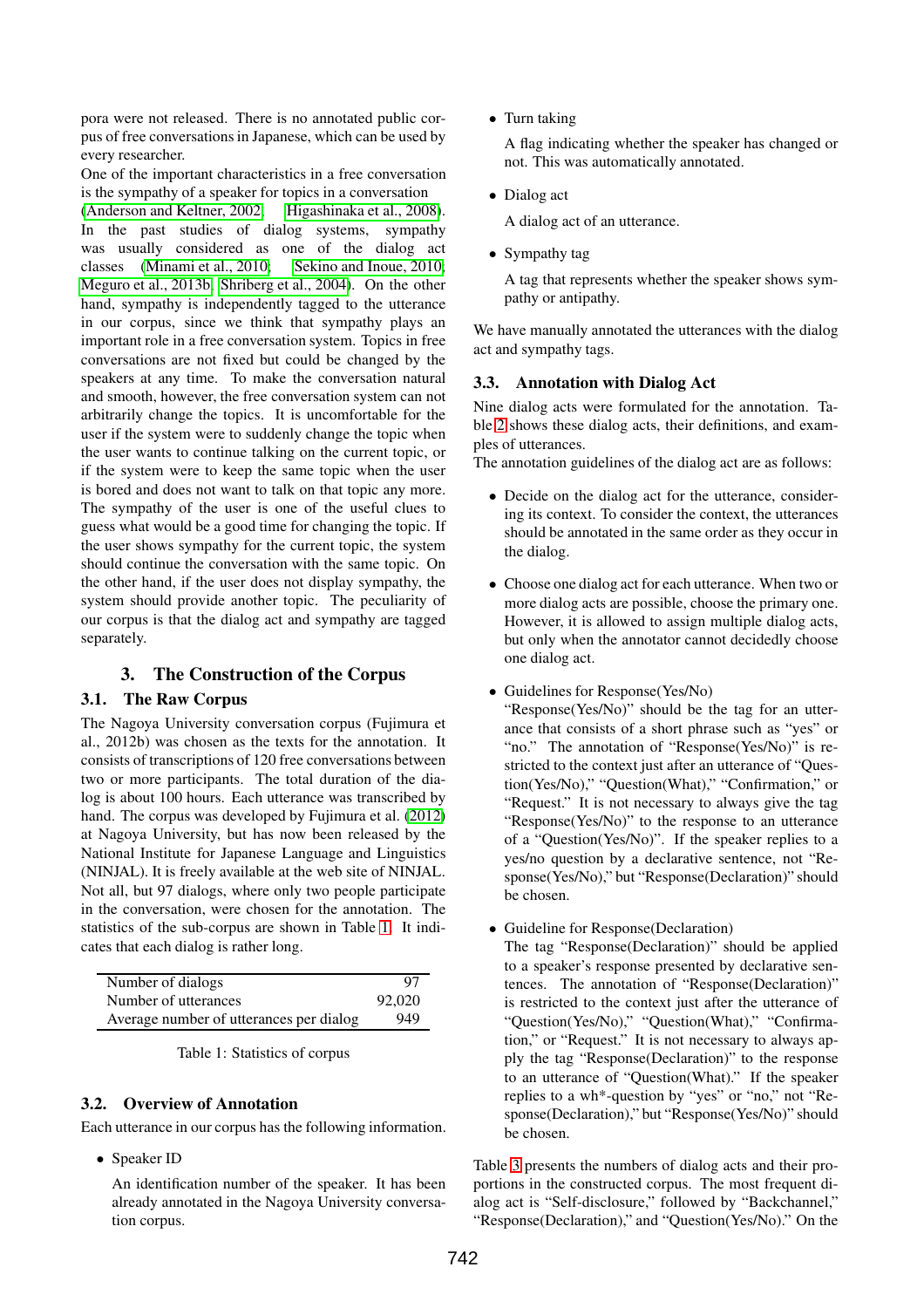pora were not released. There is no annotated public corpus of free conversations in Japanese, which can be used by every researcher.

One of the important characteristics in a free conversation is the sympathy of a speaker for topics in a conversation (Anderson and Keltner, 2002; Higashinaka et al., 2008). In the past studies of dialog systems, sympathy was usually considered as one of the dialog act classes (Minami et al., 2010; Sekino and Inoue, 2010; Meguro et al., 2013b; Shriberg et al., 2004). On the other hand, sympathy is independently tagged to the utterance in our corpus, since we think that sympathy plays an important role in a free conversation system. Topics in free conversations are not fixed but could be changed by the speakers at any time. To make the conversation natural and smooth, however, the free conversation system can not arbitrarily change the topics. It is uncomfortable for the user if the system were to suddenly change the topic when the user wants to continue talking on the current topic, or if the system were to keep the same topic when the user is bored and does not want to talk on that topic any more. The sympathy of the user is one of the useful clues to guess what would be a good time for changing the topic. If the user shows sympathy for the current topic, the system should continue the conversation with the same topic. On the other hand, if the user does not display sympathy, the system should provide another topic. The peculiarity of our corpus is that the dialog act and sympathy are tagged separately.

## 3. The Construction of the Corpus

### 3.1. The Raw Corpus

The Nagoya University conversation corpus (Fujimura et al., 2012b) was chosen as the texts for the annotation. It consists of transcriptions of 120 free conversations between two or more participants. The total duration of the dialog is about 100 hours. Each utterance was transcribed by hand. The corpus was developed by Fujimura et al. (2012) at Nagoya University, but has now been released by the National Institute for Japanese Language and Linguistics (NINJAL). It is freely available at the web site of NINJAL. Not all, but 97 dialogs, where only two people participate in the conversation, were chosen for the annotation. The statistics of the sub-corpus are shown in Table 1. It indicates that each dialog is rather long.

| | |
|---|---|
| Number of dialogs | 97 |
| Number of utterances | 92,020 |
| Average number of utterances per dialog | 949 |

Table 1: Statistics of corpus

### 3.2. Overview of Annotation

Each utterance in our corpus has the following information.

- Speaker ID

  An identification number of the speaker. It has been already annotated in the Nagoya University conversation corpus.

- Turn taking

  A flag indicating whether the speaker has changed or not. This was automatically annotated.

- Dialog act

  A dialog act of an utterance.

- Sympathy tag

  A tag that represents whether the speaker shows sympathy or antipathy.

We have manually annotated the utterances with the dialog act and sympathy tags.

### 3.3. Annotation with Dialog Act

Nine dialog acts were formulated for the annotation. Table 2 shows these dialog acts, their definitions, and examples of utterances.

The annotation guidelines of the dialog act are as follows:

- Decide on the dialog act for the utterance, considering its context. To consider the context, the utterances should be annotated in the same order as they occur in the dialog.

- Choose one dialog act for each utterance. When two or more dialog acts are possible, choose the primary one. However, it is allowed to assign multiple dialog acts, but only when the annotator cannot decidedly choose one dialog act.

- Guidelines for Response(Yes/No)
  "Response(Yes/No)" should be the tag for an utterance that consists of a short phrase such as "yes" or "no." The annotation of "Response(Yes/No)" is restricted to the context just after an utterance of "Question(Yes/No)," "Question(What)," "Confirmation," or "Request." It is not necessary to always give the tag "Response(Yes/No)" to the response to an utterance of a "Question(Yes/No)". If the speaker replies to a yes/no question by a declarative sentence, not "Response(Yes/No)," but "Response(Declaration)" should be chosen.

- Guideline for Response(Declaration)
  The tag "Response(Declaration)" should be applied to a speaker's response presented by declarative sentences. The annotation of "Response(Declaration)" is restricted to the context just after the utterance of "Question(Yes/No)," "Question(What)," "Confirmation," or "Request." It is not necessary to always apply the tag "Response(Declaration)" to the response to an utterance of "Question(What)." If the speaker replies to a wh*-question by "yes" or "no," not "Response(Declaration)," but "Response(Yes/No)" should be chosen.

Table 3 presents the numbers of dialog acts and their proportions in the constructed corpus. The most frequent dialog act is "Self-disclosure," followed by "Backchannel," "Response(Declaration)," and "Question(Yes/No)." On the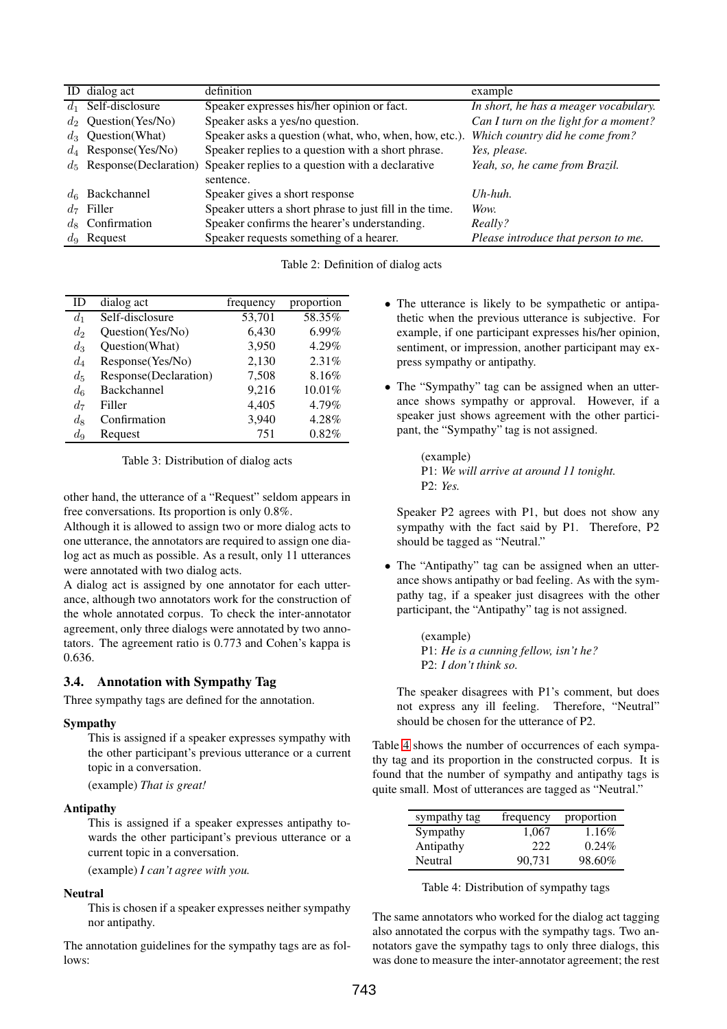| ID | dialog act | definition | example |
|---|---|---|---|
| $d_1$ | Self-disclosure | Speaker expresses his/her opinion or fact. | *In short, he has a meager vocabulary.* |
| $d_2$ | Question(Yes/No) | Speaker asks a yes/no question. | *Can I turn on the light for a moment?* |
| $d_3$ | Question(What) | Speaker asks a question (what, who, when, how, etc.). | *Which country did he come from?* |
| $d_4$ | Response(Yes/No) | Speaker replies to a question with a short phrase. | *Yes, please.* |
| $d_5$ | Response(Declaration) | Speaker replies to a question with a declarative sentence. | *Yeah, so, he came from Brazil.* |
| $d_6$ | Backchannel | Speaker gives a short response | *Uh-huh.* |
| $d_7$ | Filler | Speaker utters a short phrase to just fill in the time. | *Wow.* |
| $d_8$ | Confirmation | Speaker confirms the hearer's understanding. | *Really?* |
| $d_9$ | Request | Speaker requests something of a hearer. | *Please introduce that person to me.* |

Table 2: Definition of dialog acts

| ID | dialog act | frequency | proportion |
|---|---|---|---|
| $d_1$ | Self-disclosure | 53,701 | 58.35% |
| $d_2$ | Question(Yes/No) | 6,430 | 6.99% |
| $d_3$ | Question(What) | 3,950 | 4.29% |
| $d_4$ | Response(Yes/No) | 2,130 | 2.31% |
| $d_5$ | Response(Declaration) | 7,508 | 8.16% |
| $d_6$ | Backchannel | 9,216 | 10.01% |
| $d_7$ | Filler | 4,405 | 4.79% |
| $d_8$ | Confirmation | 3,940 | 4.28% |
| $d_9$ | Request | 751 | 0.82% |

Table 3: Distribution of dialog acts

other hand, the utterance of a "Request" seldom appears in free conversations. Its proportion is only 0.8%.
Although it is allowed to assign two or more dialog acts to one utterance, the annotators are required to assign one dialog act as much as possible. As a result, only 11 utterances were annotated with two dialog acts.
A dialog act is assigned by one annotator for each utterance, although two annotators work for the construction of the whole annotated corpus. To check the inter-annotator agreement, only three dialogs were annotated by two annotators. The agreement ratio is 0.773 and Cohen's kappa is 0.636.

### 3.4. Annotation with Sympathy Tag

Three sympathy tags are defined for the annotation.

**Sympathy**

This is assigned if a speaker expresses sympathy with the other participant's previous utterance or a current topic in a conversation.

(example) *That is great!*

**Antipathy**

This is assigned if a speaker expresses antipathy towards the other participant's previous utterance or a current topic in a conversation.

(example) *I can't agree with you.*

**Neutral**

This is chosen if a speaker expresses neither sympathy nor antipathy.

The annotation guidelines for the sympathy tags are as follows:

- The utterance is likely to be sympathetic or antipathetic when the previous utterance is subjective. For example, if one participant expresses his/her opinion, sentiment, or impression, another participant may express sympathy or antipathy.
- The "Sympathy" tag can be assigned when an utterance shows sympathy or approval. However, if a speaker just shows agreement with the other participant, the "Sympathy" tag is not assigned.

  (example)
  P1: *We will arrive at around 11 tonight.*
  P2: *Yes.*

  Speaker P2 agrees with P1, but does not show any sympathy with the fact said by P1. Therefore, P2 should be tagged as "Neutral."
- The "Antipathy" tag can be assigned when an utterance shows antipathy or bad feeling. As with the sympathy tag, if a speaker just disagrees with the other participant, the "Antipathy" tag is not assigned.

  (example)
  P1: *He is a cunning fellow, isn't he?*
  P2: *I don't think so.*

  The speaker disagrees with P1's comment, but does not express any ill feeling. Therefore, "Neutral" should be chosen for the utterance of P2.

Table 4 shows the number of occurrences of each sympathy tag and its proportion in the constructed corpus. It is found that the number of sympathy and antipathy tags is quite small. Most of utterances are tagged as "Neutral."

| sympathy tag | frequency | proportion |
|---|---|---|
| Sympathy | 1,067 | 1.16% |
| Antipathy | 222 | 0.24% |
| Neutral | 90,731 | 98.60% |

Table 4: Distribution of sympathy tags

The same annotators who worked for the dialog act tagging also annotated the corpus with the sympathy tags. Two annotators gave the sympathy tags to only three dialogs, this was done to measure the inter-annotator agreement; the rest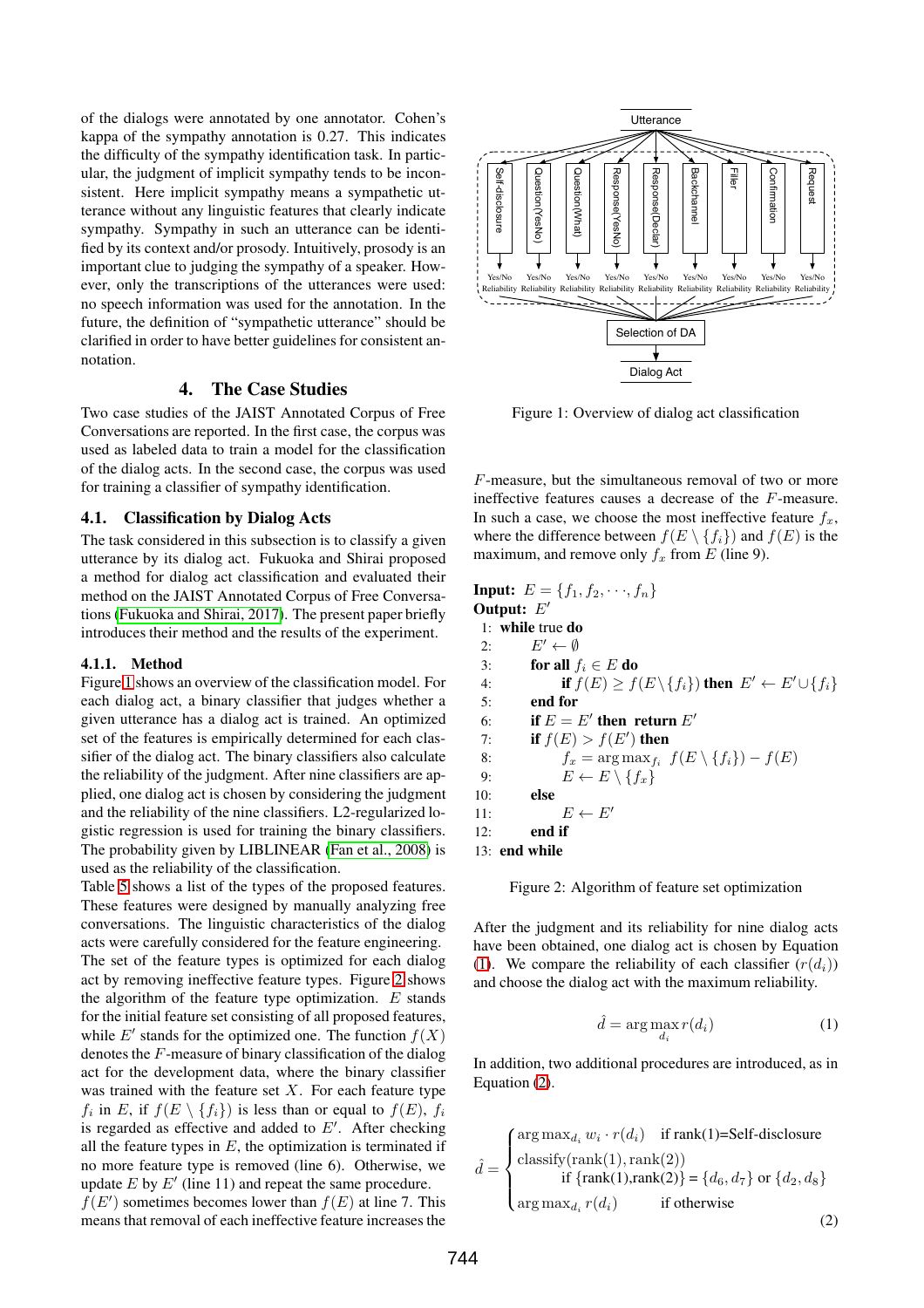of the dialogs were annotated by one annotator. Cohen's kappa of the sympathy annotation is 0.27. This indicates the difficulty of the sympathy identification task. In particular, the judgment of implicit sympathy tends to be inconsistent. Here implicit sympathy means a sympathetic utterance without any linguistic features that clearly indicate sympathy. Sympathy in such an utterance can be identified by its context and/or prosody. Intuitively, prosody is an important clue to judging the sympathy of a speaker. However, only the transcriptions of the utterances were used: no speech information was used for the annotation. In the future, the definition of "sympathetic utterance" should be clarified in order to have better guidelines for consistent annotation.

## 4. The Case Studies

Two case studies of the JAIST Annotated Corpus of Free Conversations are reported. In the first case, the corpus was used as labeled data to train a model for the classification of the dialog acts. In the second case, the corpus was used for training a classifier of sympathy identification.

### 4.1. Classification by Dialog Acts

The task considered in this subsection is to classify a given utterance by its dialog act. Fukuoka and Shirai proposed a method for dialog act classification and evaluated their method on the JAIST Annotated Corpus of Free Conversations (Fukuoka and Shirai, 2017). The present paper briefly introduces their method and the results of the experiment.

#### 4.1.1. Method

Figure 1 shows an overview of the classification model. For each dialog act, a binary classifier that judges whether a given utterance has a dialog act is trained. An optimized set of the features is empirically determined for each classifier of the dialog act. The binary classifiers also calculate the reliability of the judgment. After nine classifiers are applied, one dialog act is chosen by considering the judgment and the reliability of the nine classifiers. L2-regularized logistic regression is used for training the binary classifiers. The probability given by LIBLINEAR (Fan et al., 2008) is used as the reliability of the classification.

Table 5 shows a list of the types of the proposed features. These features were designed by manually analyzing free conversations. The linguistic characteristics of the dialog acts were carefully considered for the feature engineering. The set of the feature types is optimized for each dialog act by removing ineffective feature types. Figure 2 shows the algorithm of the feature type optimization. $E$ stands for the initial feature set consisting of all proposed features, while $E'$ stands for the optimized one. The function $f(X)$ denotes the $F$-measure of binary classification of the dialog act for the development data, where the binary classifier was trained with the feature set $X$. For each feature type $f_i$ in $E$, if $f(E \setminus \{f_i\})$ is less than or equal to $f(E)$, $f_i$ is regarded as effective and added to $E'$. After checking all the feature types in $E$, the optimization is terminated if no more feature type is removed (line 6). Otherwise, we update $E$ by $E'$ (line 11) and repeat the same procedure.

$f(E')$ sometimes becomes lower than $f(E)$ at line 7. This means that removal of each ineffective feature increases the $F$-measure, but the simultaneous removal of two or more ineffective features causes a decrease of the $F$-measure. In such a case, we choose the most ineffective feature $f_x$, where the difference between $f(E \setminus \{f_i\})$ and $f(E)$ is the maximum, and remove only $f_x$ from $E$ (line 9).

Utterance → Self-disclosure, Question(YesNo), Question(What), Response(YesNo), Response(Declar), Backchannel, Filler, Confirmation, Request → Yes/No Reliability (each) → Selection of DA → Dialog Act

Figure 1: Overview of dialog act classification

**Input:** $E = \{f_1, f_2, \cdots, f_n\}$
**Output:** $E'$

1: **while** true **do**
2: $\quad E' \leftarrow \emptyset$
3: $\quad$ **for all** $f_i \in E$ **do**
4: $\quad\quad$ **if** $f(E) \geq f(E \setminus \{f_i\})$ **then** $E' \leftarrow E' \cup \{f_i\}$
5: $\quad$ **end for**
6: $\quad$ **if** $E = E'$ **then return** $E'$
7: $\quad$ **if** $f(E) > f(E')$ **then**
8: $\quad\quad f_x = \arg\max_{f_i} \; f(E \setminus \{f_i\}) - f(E)$
9: $\quad\quad E \leftarrow E \setminus \{f_x\}$
10: $\quad$ **else**
11: $\quad\quad E \leftarrow E'$
12: $\quad$ **end if**
13: **end while**

Figure 2: Algorithm of feature set optimization

After the judgment and its reliability for nine dialog acts have been obtained, one dialog act is chosen by Equation (1). We compare the reliability of each classifier ($r(d_i)$) and choose the dialog act with the maximum reliability.

$$\hat{d} = \arg\max_{d_i} r(d_i) \tag{1}$$

In addition, two additional procedures are introduced, as in Equation (2).

$$\hat{d} = \begin{cases} \arg\max_{d_i} w_i \cdot r(d_i) & \text{if rank(1)=Self-disclosure} \\ \text{classify(rank(1), rank(2))} & \\ \quad\quad \text{if \{rank(1),rank(2)\} = } \{d_6, d_7\} \text{ or } \{d_2, d_8\} & \\ \arg\max_{d_i} r(d_i) & \text{if otherwise} \end{cases} \tag{2}$$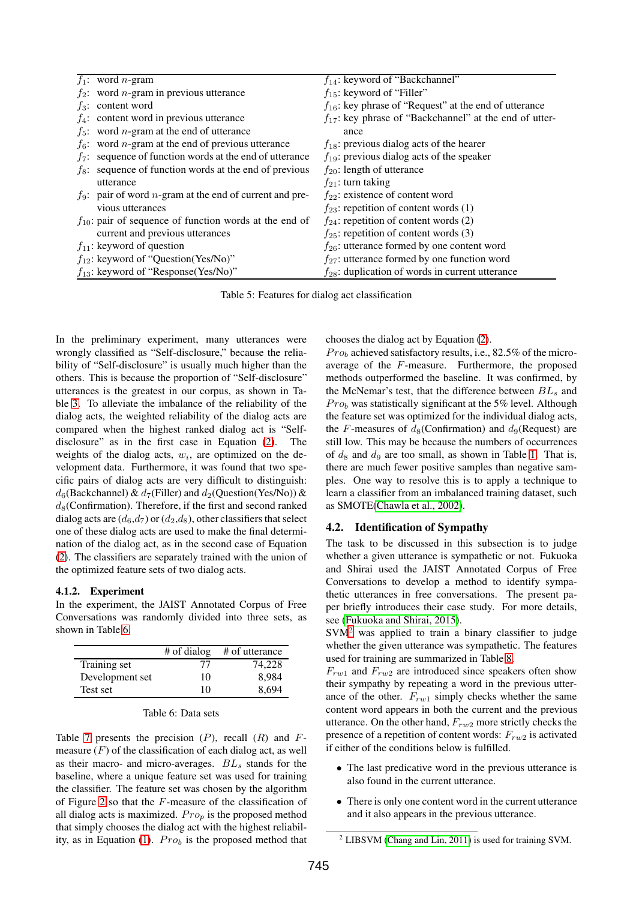| | |
|---|---|
| $f_1$: word $n$-gram | $f_{14}$: keyword of "Backchannel" |
| $f_2$: word $n$-gram in previous utterance | $f_{15}$: keyword of "Filler" |
| $f_3$: content word | $f_{16}$: key phrase of "Request" at the end of utterance |
| $f_4$: content word in previous utterance | $f_{17}$: key phrase of "Backchannel" at the end of utterance |
| $f_5$: word $n$-gram at the end of utterance | $f_{18}$: previous dialog acts of the hearer |
| $f_6$: word $n$-gram at the end of previous utterance | $f_{19}$: previous dialog acts of the speaker |
| $f_7$: sequence of function words at the end of utterance | $f_{20}$: length of utterance |
| $f_8$: sequence of function words at the end of previous utterance | $f_{21}$: turn taking |
| $f_9$: pair of word $n$-gram at the end of current and previous utterances | $f_{22}$: existence of content word |
| $f_{10}$: pair of sequence of function words at the end of current and previous utterances | $f_{23}$: repetition of content words (1) |
| | $f_{24}$: repetition of content words (2) |
| | $f_{25}$: repetition of content words (3) |
| $f_{11}$: keyword of question | $f_{26}$: utterance formed by one content word |
| $f_{12}$: keyword of "Question(Yes/No)" | $f_{27}$: utterance formed by one function word |
| $f_{13}$: keyword of "Response(Yes/No)" | $f_{28}$: duplication of words in current utterance |

Table 5: Features for dialog act classification

In the preliminary experiment, many utterances were wrongly classified as "Self-disclosure," because the reliability of "Self-disclosure" is usually much higher than the others. This is because the proportion of "Self-disclosure" utterances is the greatest in our corpus, as shown in Table 3. To alleviate the imbalance of the reliability of the dialog acts, the weighted reliability of the dialog acts are compared when the highest ranked dialog act is "Self-disclosure" as in the first case in Equation (2). The weights of the dialog acts, $w_i$, are optimized on the development data. Furthermore, it was found that two specific pairs of dialog acts are very difficult to distinguish: $d_6$(Backchannel) & $d_7$(Filler) and $d_2$(Question(Yes/No)) & $d_8$(Confirmation). Therefore, if the first and second ranked dialog acts are ($d_6$,$d_7$) or ($d_2$,$d_8$), other classifiers that select one of these dialog acts are used to make the final determination of the dialog act, as in the second case of Equation (2). The classifiers are separately trained with the union of the optimized feature sets of two dialog acts.

#### 4.1.2. Experiment

In the experiment, the JAIST Annotated Corpus of Free Conversations was randomly divided into three sets, as shown in Table 6.

| | # of dialog | # of utterance |
|---|---|---|
| Training set | 77 | 74,228 |
| Development set | 10 | 8,984 |
| Test set | 10 | 8,694 |

Table 6: Data sets

Table 7 presents the precision ($P$), recall ($R$) and $F$-measure ($F$) of the classification of each dialog act, as well as their macro- and micro-averages. $BL_s$ stands for the baseline, where a unique feature set was used for training the classifier. The feature set was chosen by the algorithm of Figure 2 so that the $F$-measure of the classification of all dialog acts is maximized. $Pro_p$ is the proposed method that simply chooses the dialog act with the highest reliability, as in Equation (1). $Pro_b$ is the proposed method that chooses the dialog act by Equation (2).

$Pro_b$ achieved satisfactory results, i.e., 82.5% of the micro-average of the $F$-measure. Furthermore, the proposed methods outperformed the baseline. It was confirmed, by the McNemar's test, that the difference between $BL_s$ and $Pro_b$ was statistically significant at the 5% level. Although the feature set was optimized for the individual dialog acts, the $F$-measures of $d_8$(Confirmation) and $d_9$(Request) are still low. This may be because the numbers of occurrences of $d_8$ and $d_9$ are too small, as shown in Table 1. That is, there are much fewer positive samples than negative samples. One way to resolve this is to apply a technique to learn a classifier from an imbalanced training dataset, such as SMOTE(Chawla et al., 2002).

### 4.2. Identification of Sympathy

The task to be discussed in this subsection is to judge whether a given utterance is sympathetic or not. Fukuoka and Shirai used the JAIST Annotated Corpus of Free Conversations to develop a method to identify sympathetic utterances in free conversations. The present paper briefly introduces their case study. For more details, see (Fukuoka and Shirai, 2015).

SVM[2] was applied to train a binary classifier to judge whether the given utterance was sympathetic. The features used for training are summarized in Table 8.

$F_{rw1}$ and $F_{rw2}$ are introduced since speakers often show their sympathy by repeating a word in the previous utterance of the other. $F_{rw1}$ simply checks whether the same content word appears in both the current and the previous utterance. On the other hand, $F_{rw2}$ more strictly checks the presence of a repetition of content words: $F_{rw2}$ is activated if either of the conditions below is fulfilled.

- The last predicative word in the previous utterance is also found in the current utterance.
- There is only one content word in the current utterance and it also appears in the previous utterance.

[2] LIBSVM (Chang and Lin, 2011) is used for training SVM.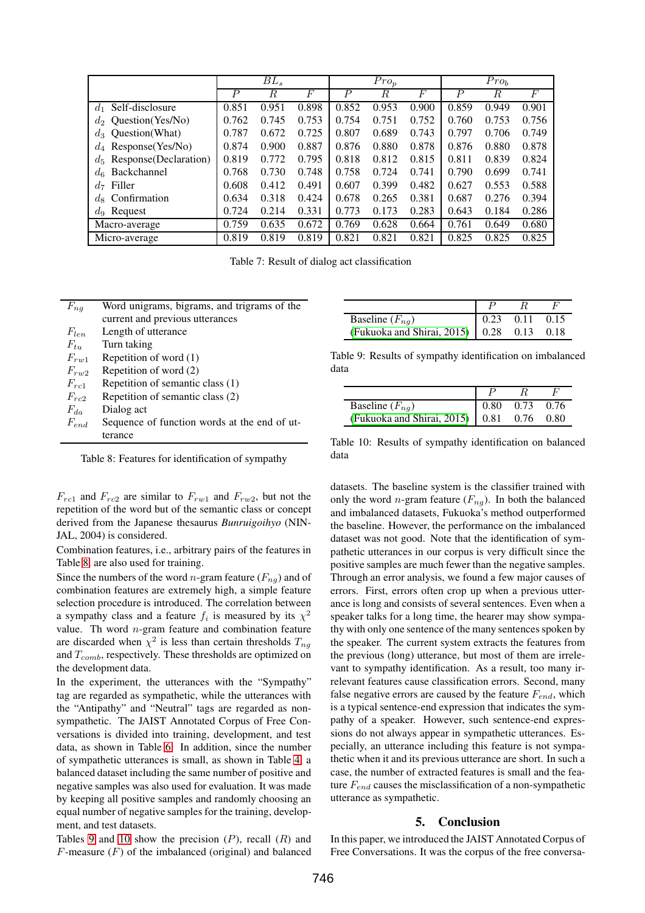| | $BL_s$ | | | $Pro_p$ | | | $Pro_b$ | | |
|---|---|---|---|---|---|---|---|---|---|
| | $P$ | $R$ | $F$ | $P$ | $R$ | $F$ | $P$ | $R$ | $F$ |
| $d_1$ Self-disclosure | 0.851 | 0.951 | 0.898 | 0.852 | 0.953 | 0.900 | 0.859 | 0.949 | 0.901 |
| $d_2$ Question(Yes/No) | 0.762 | 0.745 | 0.753 | 0.754 | 0.751 | 0.752 | 0.760 | 0.753 | 0.756 |
| $d_3$ Question(What) | 0.787 | 0.672 | 0.725 | 0.807 | 0.689 | 0.743 | 0.797 | 0.706 | 0.749 |
| $d_4$ Response(Yes/No) | 0.874 | 0.900 | 0.887 | 0.876 | 0.880 | 0.878 | 0.876 | 0.880 | 0.878 |
| $d_5$ Response(Declaration) | 0.819 | 0.772 | 0.795 | 0.818 | 0.812 | 0.815 | 0.811 | 0.839 | 0.824 |
| $d_6$ Backchannel | 0.768 | 0.730 | 0.748 | 0.758 | 0.724 | 0.741 | 0.790 | 0.699 | 0.741 |
| $d_7$ Filler | 0.608 | 0.412 | 0.491 | 0.607 | 0.399 | 0.482 | 0.627 | 0.553 | 0.588 |
| $d_8$ Confirmation | 0.634 | 0.318 | 0.424 | 0.678 | 0.265 | 0.381 | 0.687 | 0.276 | 0.394 |
| $d_9$ Request | 0.724 | 0.214 | 0.331 | 0.773 | 0.173 | 0.283 | 0.643 | 0.184 | 0.286 |
| Macro-average | 0.759 | 0.635 | 0.672 | 0.769 | 0.628 | 0.664 | 0.761 | 0.649 | 0.680 |
| Micro-average | 0.819 | 0.819 | 0.819 | 0.821 | 0.821 | 0.821 | 0.825 | 0.825 | 0.825 |

Table 7: Result of dialog act classification

| | |
|---|---|
| $F_{ng}$ | Word unigrams, bigrams, and trigrams of the current and previous utterances |
| $F_{len}$ | Length of utterance |
| $F_{tu}$ | Turn taking |
| $F_{rw1}$ | Repetition of word (1) |
| $F_{rw2}$ | Repetition of word (2) |
| $F_{rc1}$ | Repetition of semantic class (1) |
| $F_{rc2}$ | Repetition of semantic class (2) |
| $F_{da}$ | Dialog act |
| $F_{end}$ | Sequence of function words at the end of utterance |

Table 8: Features for identification of sympathy

$F_{rc1}$ and $F_{rc2}$ are similar to $F_{rw1}$ and $F_{rw2}$, but not the repetition of the word but of the semantic class or concept derived from the Japanese thesaurus *Bunruigoihyo* (NINJAL, 2004) is considered.

Combination features, i.e., arbitrary pairs of the features in Table 8, are also used for training.

Since the numbers of the word $n$-gram feature ($F_{ng}$) and of combination features are extremely high, a simple feature selection procedure is introduced. The correlation between a sympathy class and a feature $f_i$ is measured by its $\chi^2$ value. Th word $n$-gram feature and combination feature are discarded when $\chi^2$ is less than certain thresholds $T_{ng}$ and $T_{comb}$, respectively. These thresholds are optimized on the development data.

In the experiment, the utterances with the "Sympathy" tag are regarded as sympathetic, while the utterances with the "Antipathy" and "Neutral" tags are regarded as non-sympathetic. The JAIST Annotated Corpus of Free Conversations is divided into training, development, and test data, as shown in Table 6. In addition, since the number of sympathetic utterances is small, as shown in Table 4, a balanced dataset including the same number of positive and negative samples was also used for evaluation. It was made by keeping all positive samples and randomly choosing an equal number of negative samples for the training, development, and test datasets.

Tables 9 and 10 show the precision ($P$), recall ($R$) and $F$-measure ($F$) of the imbalanced (original) and balanced

| | $P$ | $R$ | $F$ |
|---|---|---|---|
| Baseline ($F_{ng}$) | 0.23 | 0.11 | 0.15 |
| (Fukuoka and Shirai, 2015) | 0.28 | 0.13 | 0.18 |

Table 9: Results of sympathy identification on imbalanced data

| | $P$ | $R$ | $F$ |
|---|---|---|---|
| Baseline ($F_{ng}$) | 0.80 | 0.73 | 0.76 |
| (Fukuoka and Shirai, 2015) | 0.81 | 0.76 | 0.80 |

Table 10: Results of sympathy identification on balanced data

datasets. The baseline system is the classifier trained with only the word $n$-gram feature ($F_{ng}$). In both the balanced and imbalanced datasets, Fukuoka's method outperformed the baseline. However, the performance on the imbalanced dataset was not good. Note that the identification of sympathetic utterances in our corpus is very difficult since the positive samples are much fewer than the negative samples. Through an error analysis, we found a few major causes of errors. First, errors often crop up when a previous utterance is long and consists of several sentences. Even when a speaker talks for a long time, the hearer may show sympathy with only one sentence of the many sentences spoken by the speaker. The current system extracts the features from the previous (long) utterance, but most of them are irrelevant to sympathy identification. As a result, too many irrelevant features cause classification errors. Second, many false negative errors are caused by the feature $F_{end}$, which is a typical sentence-end expression that indicates the sympathy of a speaker. However, such sentence-end expressions do not always appear in sympathetic utterances. Especially, an utterance including this feature is not sympathetic when it and its previous utterance are short. In such a case, the number of extracted features is small and the feature $F_{end}$ causes the misclassification of a non-sympathetic utterance as sympathetic.

## 5. Conclusion

In this paper, we introduced the JAIST Annotated Corpus of Free Conversations. It was the corpus of the free conversa-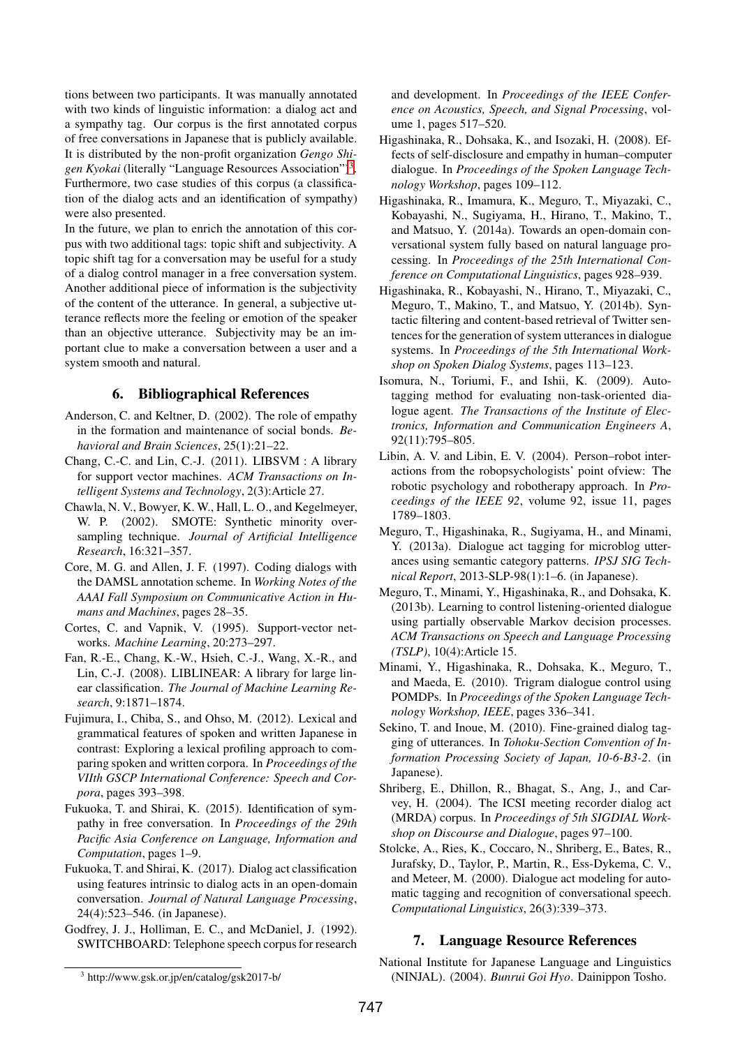tions between two participants. It was manually annotated with two kinds of linguistic information: a dialog act and a sympathy tag. Our corpus is the first annotated corpus of free conversations in Japanese that is publicly available. It is distributed by the non-profit organization *Gengo Shigen Kyokai* (literally "Language Resources Association")[3]. Furthermore, two case studies of this corpus (a classification of the dialog acts and an identification of sympathy) were also presented.

In the future, we plan to enrich the annotation of this corpus with two additional tags: topic shift and subjectivity. A topic shift tag for a conversation may be useful for a study of a dialog control manager in a free conversation system. Another additional piece of information is the subjectivity of the content of the utterance. In general, a subjective utterance reflects more the feeling or emotion of the speaker than an objective utterance. Subjectivity may be an important clue to make a conversation between a user and a system smooth and natural.

## 6. Bibliographical References

Anderson, C. and Keltner, D. (2002). The role of empathy in the formation and maintenance of social bonds. *Behavioral and Brain Sciences*, 25(1):21–22.

Chang, C.-C. and Lin, C.-J. (2011). LIBSVM : A library for support vector machines. *ACM Transactions on Intelligent Systems and Technology*, 2(3):Article 27.

Chawla, N. V., Bowyer, K. W., Hall, L. O., and Kegelmeyer, W. P. (2002). SMOTE: Synthetic minority oversampling technique. *Journal of Artificial Intelligence Research*, 16:321–357.

Core, M. G. and Allen, J. F. (1997). Coding dialogs with the DAMSL annotation scheme. In *Working Notes of the AAAI Fall Symposium on Communicative Action in Humans and Machines*, pages 28–35.

Cortes, C. and Vapnik, V. (1995). Support-vector networks. *Machine Learning*, 20:273–297.

Fan, R.-E., Chang, K.-W., Hsieh, C.-J., Wang, X.-R., and Lin, C.-J. (2008). LIBLINEAR: A library for large linear classification. *The Journal of Machine Learning Research*, 9:1871–1874.

Fujimura, I., Chiba, S., and Ohso, M. (2012). Lexical and grammatical features of spoken and written Japanese in contrast: Exploring a lexical profiling approach to comparing spoken and written corpora. In *Proceedings of the VIIth GSCP International Conference: Speech and Corpora*, pages 393–398.

Fukuoka, T. and Shirai, K. (2015). Identification of sympathy in free conversation. In *Proceedings of the 29th Pacific Asia Conference on Language, Information and Computation*, pages 1–9.

Fukuoka, T. and Shirai, K. (2017). Dialog act classification using features intrinsic to dialog acts in an open-domain conversation. *Journal of Natural Language Processing*, 24(4):523–546. (in Japanese).

Godfrey, J. J., Holliman, E. C., and McDaniel, J. (1992). SWITCHBOARD: Telephone speech corpus for research and development. In *Proceedings of the IEEE Conference on Acoustics, Speech, and Signal Processing*, volume 1, pages 517–520.

Higashinaka, R., Dohsaka, K., and Isozaki, H. (2008). Effects of self-disclosure and empathy in human–computer dialogue. In *Proceedings of the Spoken Language Technology Workshop*, pages 109–112.

Higashinaka, R., Imamura, K., Meguro, T., Miyazaki, C., Kobayashi, N., Sugiyama, H., Hirano, T., Makino, T., and Matsuo, Y. (2014a). Towards an open-domain conversational system fully based on natural language processing. In *Proceedings of the 25th International Conference on Computational Linguistics*, pages 928–939.

Higashinaka, R., Kobayashi, N., Hirano, T., Miyazaki, C., Meguro, T., Makino, T., and Matsuo, Y. (2014b). Syntactic filtering and content-based retrieval of Twitter sentences for the generation of system utterances in dialogue systems. In *Proceedings of the 5th International Workshop on Spoken Dialog Systems*, pages 113–123.

Isomura, N., Toriumi, F., and Ishii, K. (2009). Autotagging method for evaluating non-task-oriented dialogue agent. *The Transactions of the Institute of Electronics, Information and Communication Engineers A*, 92(11):795–805.

Libin, A. V. and Libin, E. V. (2004). Person–robot interactions from the robopsychologists' point ofview: The robotic psychology and robotherapy approach. In *Proceedings of the IEEE 92*, volume 92, issue 11, pages 1789–1803.

Meguro, T., Higashinaka, R., Sugiyama, H., and Minami, Y. (2013a). Dialogue act tagging for microblog utterances using semantic category patterns. *IPSJ SIG Technical Report*, 2013-SLP-98(1):1–6. (in Japanese).

Meguro, T., Minami, Y., Higashinaka, R., and Dohsaka, K. (2013b). Learning to control listening-oriented dialogue using partially observable Markov decision processes. *ACM Transactions on Speech and Language Processing (TSLP)*, 10(4):Article 15.

Minami, Y., Higashinaka, R., Dohsaka, K., Meguro, T., and Maeda, E. (2010). Trigram dialogue control using POMDPs. In *Proceedings of the Spoken Language Technology Workshop, IEEE*, pages 336–341.

Sekino, T. and Inoue, M. (2010). Fine-grained dialog tagging of utterances. In *Tohoku-Section Convention of Information Processing Society of Japan, 10-6-B3-2*. (in Japanese).

Shriberg, E., Dhillon, R., Bhagat, S., Ang, J., and Carvey, H. (2004). The ICSI meeting recorder dialog act (MRDA) corpus. In *Proceedings of 5th SIGDIAL Workshop on Discourse and Dialogue*, pages 97–100.

Stolcke, A., Ries, K., Coccaro, N., Shriberg, E., Bates, R., Jurafsky, D., Taylor, P., Martin, R., Ess-Dykema, C. V., and Meteer, M. (2000). Dialogue act modeling for automatic tagging and recognition of conversational speech. *Computational Linguistics*, 26(3):339–373.

## 7. Language Resource References

National Institute for Japanese Language and Linguistics (NINJAL). (2004). *Bunrui Goi Hyo*. Dainippon Tosho.

[3] http://www.gsk.or.jp/en/catalog/gsk2017-b/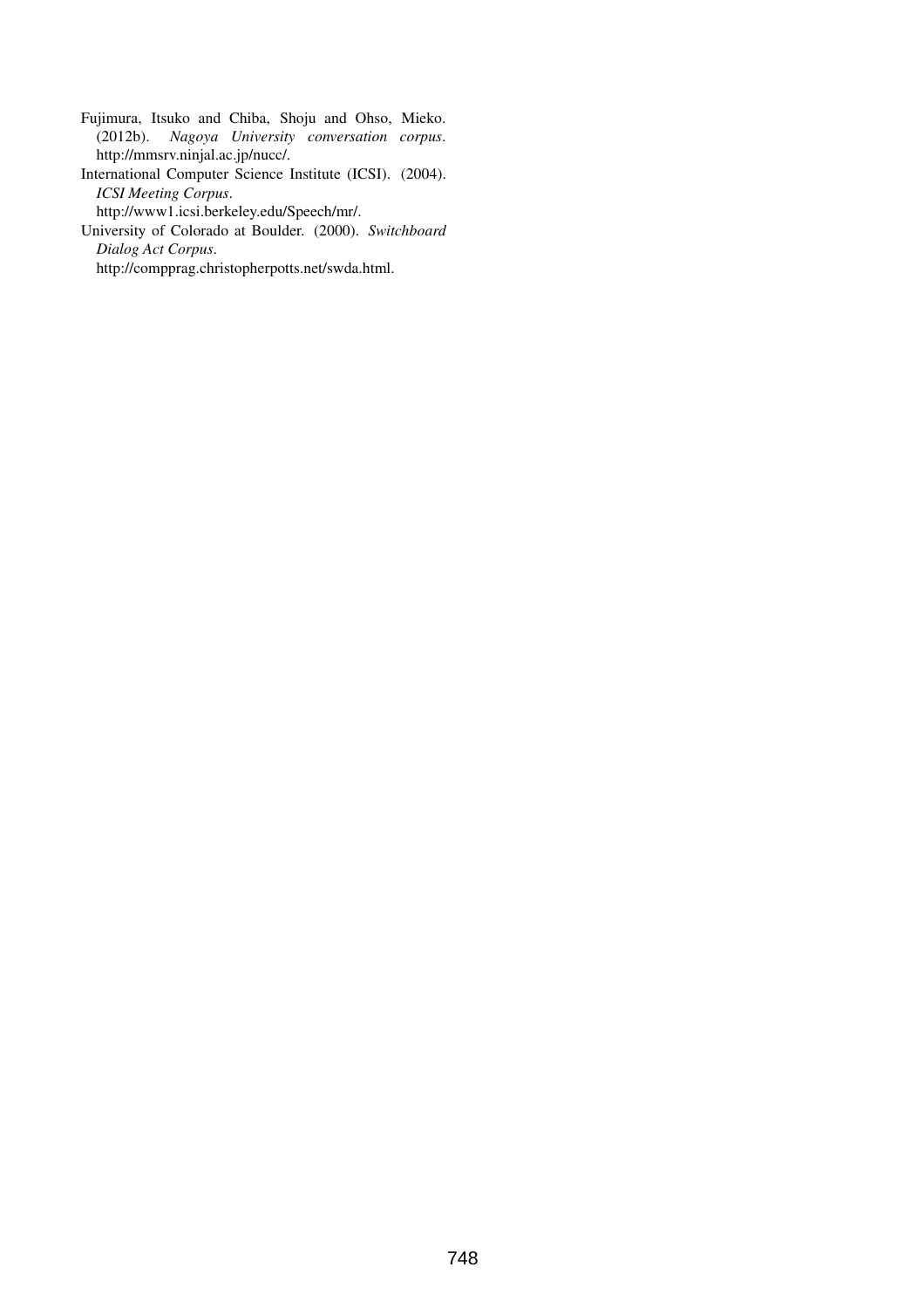Fujimura, Itsuko and Chiba, Shoju and Ohso, Mieko. (2012b). *Nagoya University conversation corpus*. http://mmsrv.ninjal.ac.jp/nucc/.

International Computer Science Institute (ICSI). (2004). *ICSI Meeting Corpus*. http://www1.icsi.berkeley.edu/Speech/mr/.

University of Colorado at Boulder. (2000). *Switchboard Dialog Act Corpus*. http://compprag.christopherpotts.net/swda.html.